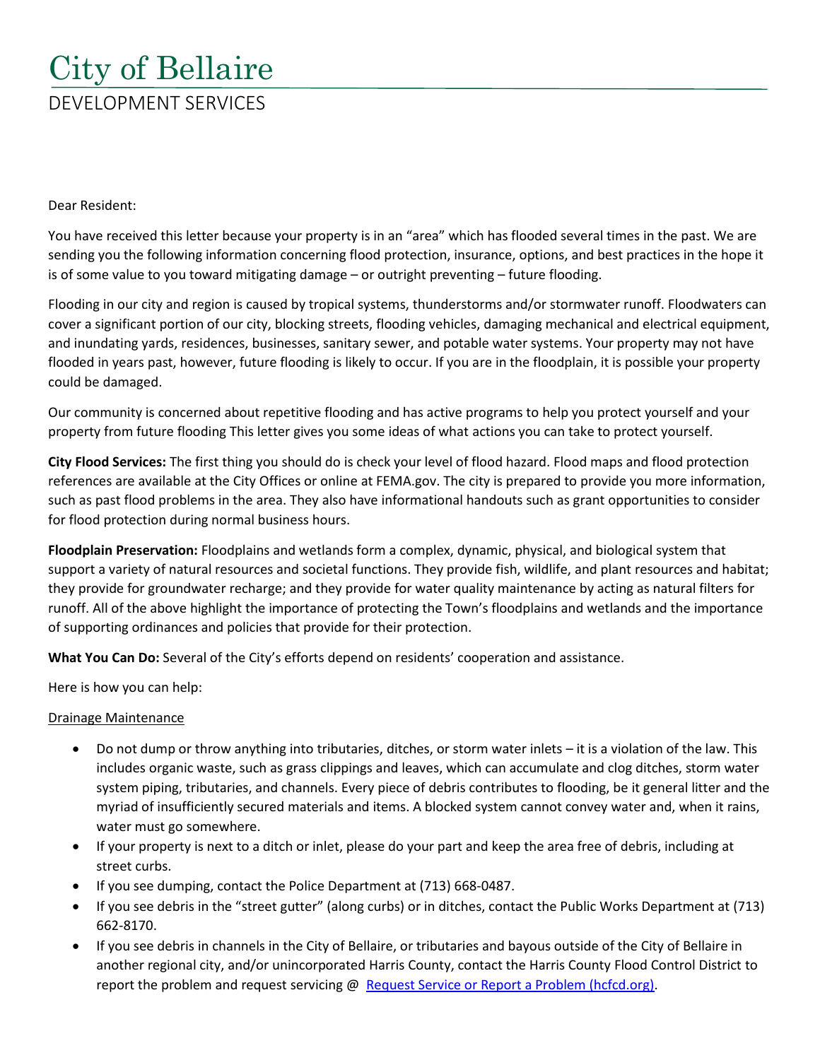# City of Bellaire

## DEVELOPMENT SERVICES

Dear Resident:

You have received this letter because your property is in an "area" which has flooded several times in the past. We are sending you the following information concerning flood protection, insurance, options, and best practices in the hope it is of some value to you toward mitigating damage – or outright preventing – future flooding.

Flooding in our city and region is caused by tropical systems, thunderstorms and/or stormwater runoff. Floodwaters can cover a significant portion of our city, blocking streets, flooding vehicles, damaging mechanical and electrical equipment, and inundating yards, residences, businesses, sanitary sewer, and potable water systems. Your property may not have flooded in years past, however, future flooding is likely to occur. If you are in the floodplain, it is possible your property could be damaged.

Our community is concerned about repetitive flooding and has active programs to help you protect yourself and your property from future flooding This letter gives you some ideas of what actions you can take to protect yourself.

**City Flood Services:** The first thing you should do is check your level of flood hazard. Flood maps and flood protection references are available at the City Offices or online at FEMA.gov. The city is prepared to provide you more information, such as past flood problems in the area. They also have informational handouts such as grant opportunities to consider for flood protection during normal business hours.

**Floodplain Preservation:** Floodplains and wetlands form a complex, dynamic, physical, and biological system that support a variety of natural resources and societal functions. They provide fish, wildlife, and plant resources and habitat; they provide for groundwater recharge; and they provide for water quality maintenance by acting as natural filters for runoff. All of the above highlight the importance of protecting the Town's floodplains and wetlands and the importance of supporting ordinances and policies that provide for their protection.

**What You Can Do:** Several of the City's efforts depend on residents' cooperation and assistance.

Here is how you can help:

<u>Drainage Maintenance</u>

- Do not dump or throw anything into tributaries, ditches, or storm water inlets – it is a violation of the law. This includes organic waste, such as grass clippings and leaves, which can accumulate and clog ditches, storm water system piping, tributaries, and channels. Every piece of debris contributes to flooding, be it general litter and the myriad of insufficiently secured materials and items. A blocked system cannot convey water and, when it rains, water must go somewhere.
- If your property is next to a ditch or inlet, please do your part and keep the area free of debris, including at street curbs.
- If you see dumping, contact the Police Department at (713) 668-0487.
- If you see debris in the "street gutter" (along curbs) or in ditches, contact the Public Works Department at (713) 662-8170.
- If you see debris in channels in the City of Bellaire, or tributaries and bayous outside of the City of Bellaire in another regional city, and/or unincorporated Harris County, contact the Harris County Flood Control District to report the problem and request servicing @ [Request Service or Report a Problem (hcfcd.org)](hcfcd.org).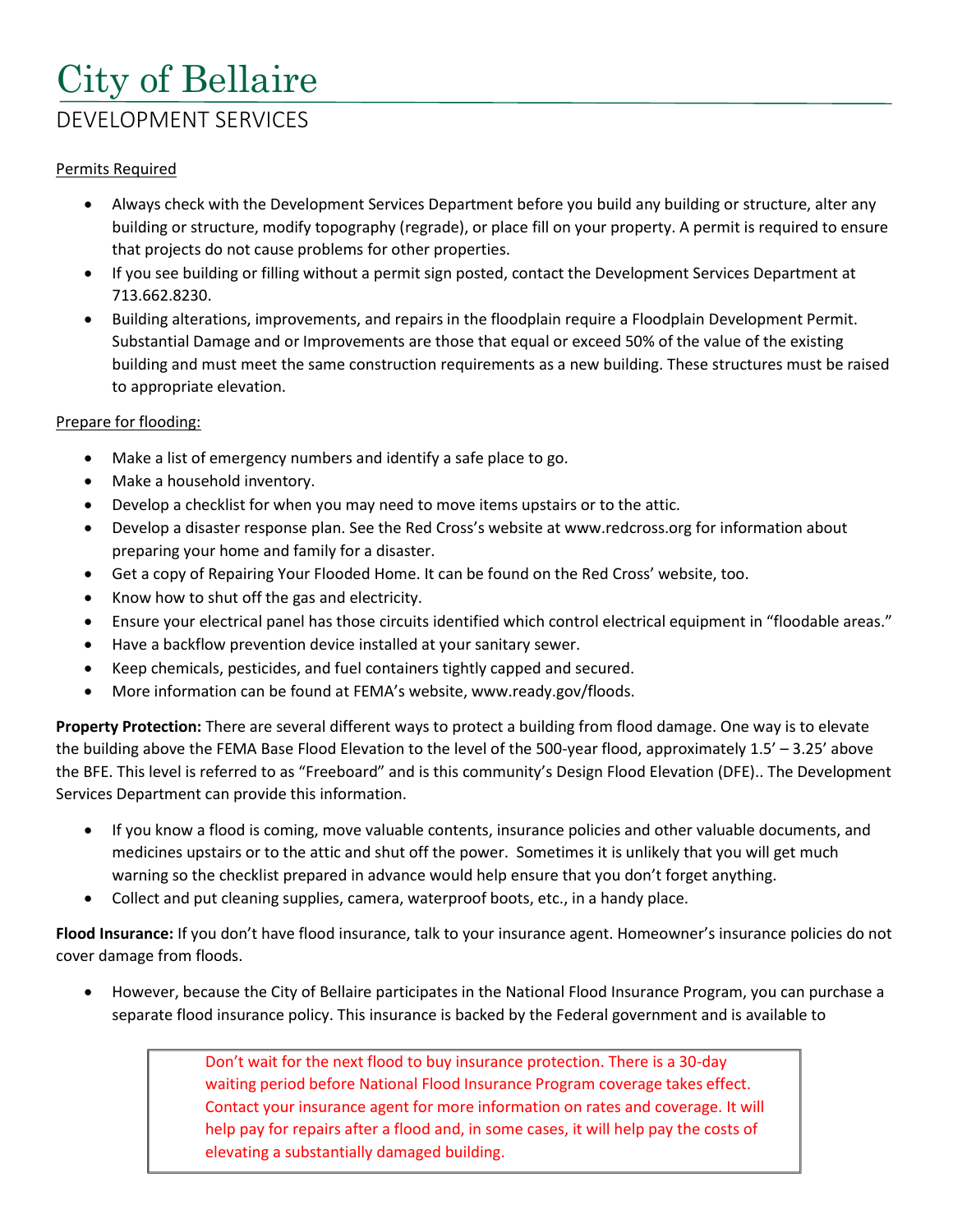# City of Bellaire

## DEVELOPMENT SERVICES

Permits Required

- Always check with the Development Services Department before you build any building or structure, alter any building or structure, modify topography (regrade), or place fill on your property. A permit is required to ensure that projects do not cause problems for other properties.
- If you see building or filling without a permit sign posted, contact the Development Services Department at 713.662.8230.
- Building alterations, improvements, and repairs in the floodplain require a Floodplain Development Permit. Substantial Damage and or Improvements are those that equal or exceed 50% of the value of the existing building and must meet the same construction requirements as a new building. These structures must be raised to appropriate elevation.

Prepare for flooding:

- Make a list of emergency numbers and identify a safe place to go.
- Make a household inventory.
- Develop a checklist for when you may need to move items upstairs or to the attic.
- Develop a disaster response plan. See the Red Cross's website at www.redcross.org for information about preparing your home and family for a disaster.
- Get a copy of Repairing Your Flooded Home. It can be found on the Red Cross' website, too.
- Know how to shut off the gas and electricity.
- Ensure your electrical panel has those circuits identified which control electrical equipment in "floodable areas."
- Have a backflow prevention device installed at your sanitary sewer.
- Keep chemicals, pesticides, and fuel containers tightly capped and secured.
- More information can be found at FEMA's website, www.ready.gov/floods.

**Property Protection:** There are several different ways to protect a building from flood damage. One way is to elevate the building above the FEMA Base Flood Elevation to the level of the 500-year flood, approximately 1.5' – 3.25' above the BFE. This level is referred to as "Freeboard" and is this community's Design Flood Elevation (DFE).. The Development Services Department can provide this information.

- If you know a flood is coming, move valuable contents, insurance policies and other valuable documents, and medicines upstairs or to the attic and shut off the power. Sometimes it is unlikely that you will get much warning so the checklist prepared in advance would help ensure that you don't forget anything.
- Collect and put cleaning supplies, camera, waterproof boots, etc., in a handy place.

**Flood Insurance:** If you don't have flood insurance, talk to your insurance agent. Homeowner's insurance policies do not cover damage from floods.

- However, because the City of Bellaire participates in the National Flood Insurance Program, you can purchase a separate flood insurance policy. This insurance is backed by the Federal government and is available to

> Don't wait for the next flood to buy insurance protection. There is a 30-day waiting period before National Flood Insurance Program coverage takes effect. Contact your insurance agent for more information on rates and coverage. It will help pay for repairs after a flood and, in some cases, it will help pay the costs of elevating a substantially damaged building.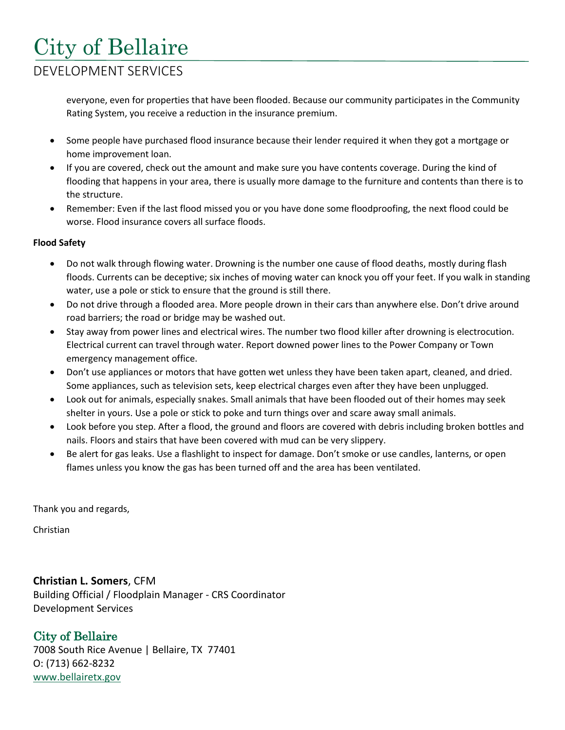everyone, even for properties that have been flooded. Because our community participates in the Community Rating System, you receive a reduction in the insurance premium.

- Some people have purchased flood insurance because their lender required it when they got a mortgage or home improvement loan.
- If you are covered, check out the amount and make sure you have contents coverage. During the kind of flooding that happens in your area, there is usually more damage to the furniture and contents than there is to the structure.
- Remember: Even if the last flood missed you or you have done some floodproofing, the next flood could be worse. Flood insurance covers all surface floods.

**Flood Safety**

- Do not walk through flowing water. Drowning is the number one cause of flood deaths, mostly during flash floods. Currents can be deceptive; six inches of moving water can knock you off your feet. If you walk in standing water, use a pole or stick to ensure that the ground is still there.
- Do not drive through a flooded area. More people drown in their cars than anywhere else. Don't drive around road barriers; the road or bridge may be washed out.
- Stay away from power lines and electrical wires. The number two flood killer after drowning is electrocution. Electrical current can travel through water. Report downed power lines to the Power Company or Town emergency management office.
- Don't use appliances or motors that have gotten wet unless they have been taken apart, cleaned, and dried. Some appliances, such as television sets, keep electrical charges even after they have been unplugged.
- Look out for animals, especially snakes. Small animals that have been flooded out of their homes may seek shelter in yours. Use a pole or stick to poke and turn things over and scare away small animals.
- Look before you step. After a flood, the ground and floors are covered with debris including broken bottles and nails. Floors and stairs that have been covered with mud can be very slippery.
- Be alert for gas leaks. Use a flashlight to inspect for damage. Don't smoke or use candles, lanterns, or open flames unless you know the gas has been turned off and the area has been ventilated.

Thank you and regards,

Christian

**Christian L. Somers**, CFM
Building Official / Floodplain Manager - CRS Coordinator
Development Services

City of Bellaire
7008 South Rice Avenue | Bellaire, TX 77401
O: (713) 662-8232
www.bellairetx.gov